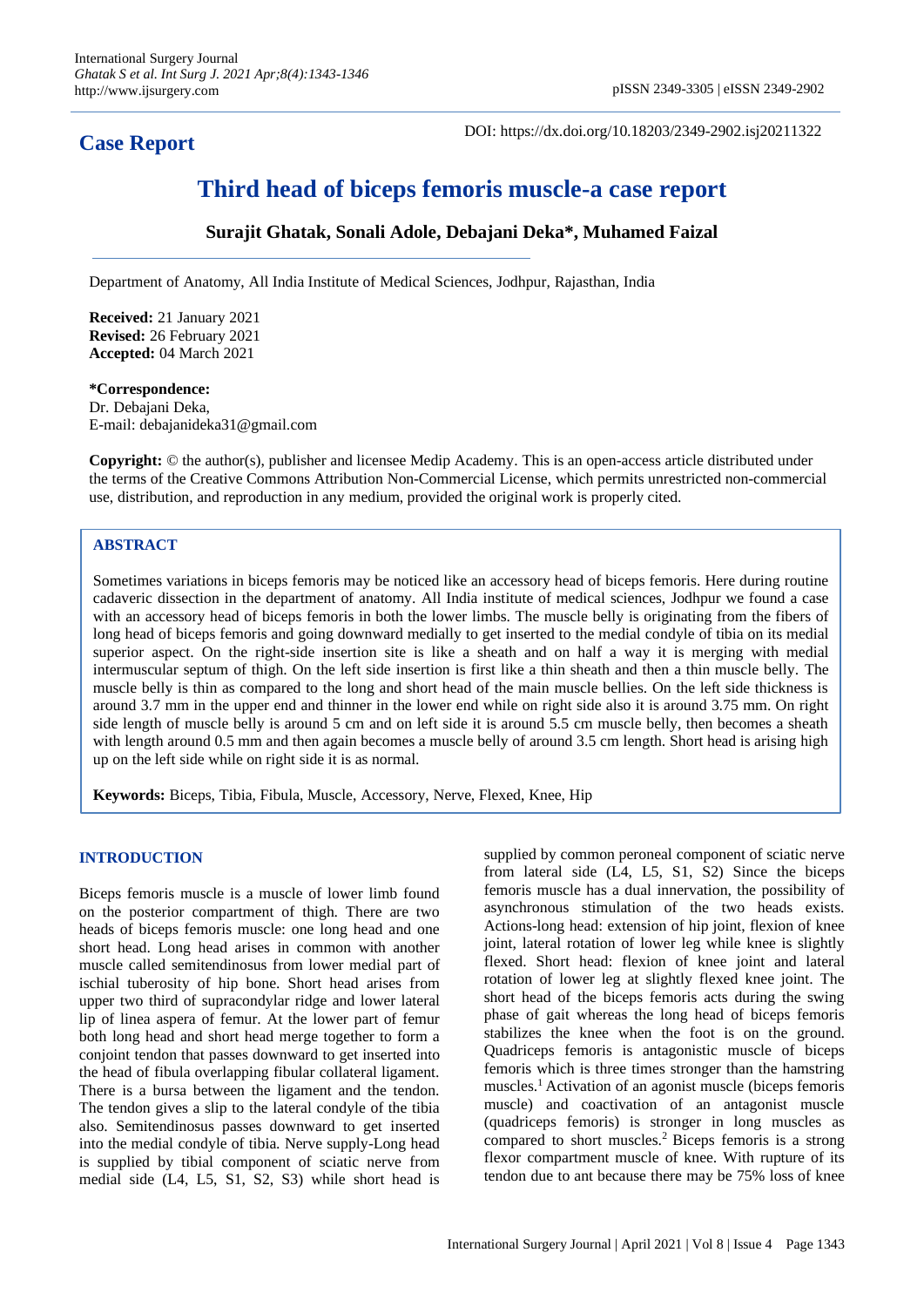# Case Report

DOI: https://dx.doi.org/10.18203/2349-2902.isj20211322

# Third head of biceps femoris muscle-a case report

**Surajit Ghatak, Sonali Adole, Debajani Deka*, Muhamed Faizal**

Department of Anatomy, All India Institute of Medical Sciences, Jodhpur, Rajasthan, India

**Received:** 21 January 2021
**Revised:** 26 February 2021
**Accepted:** 04 March 2021

***Correspondence:**
Dr. Debajani Deka,
E-mail: debajanideka31@gmail.com

**Copyright:** © the author(s), publisher and licensee Medip Academy. This is an open-access article distributed under the terms of the Creative Commons Attribution Non-Commercial License, which permits unrestricted non-commercial use, distribution, and reproduction in any medium, provided the original work is properly cited.

## ABSTRACT

Sometimes variations in biceps femoris may be noticed like an accessory head of biceps femoris. Here during routine cadaveric dissection in the department of anatomy. All India institute of medical sciences, Jodhpur we found a case with an accessory head of biceps femoris in both the lower limbs. The muscle belly is originating from the fibers of long head of biceps femoris and going downward medially to get inserted to the medial condyle of tibia on its medial superior aspect. On the right-side insertion site is like a sheath and on half a way it is merging with medial intermuscular septum of thigh. On the left side insertion is first like a thin sheath and then a thin muscle belly. The muscle belly is thin as compared to the long and short head of the main muscle bellies. On the left side thickness is around 3.7 mm in the upper end and thinner in the lower end while on right side also it is around 3.75 mm. On right side length of muscle belly is around 5 cm and on left side it is around 5.5 cm muscle belly, then becomes a sheath with length around 0.5 mm and then again becomes a muscle belly of around 3.5 cm length. Short head is arising high up on the left side while on right side it is as normal.

**Keywords:** Biceps, Tibia, Fibula, Muscle, Accessory, Nerve, Flexed, Knee, Hip

## INTRODUCTION

Biceps femoris muscle is a muscle of lower limb found on the posterior compartment of thigh. There are two heads of biceps femoris muscle: one long head and one short head. Long head arises in common with another muscle called semitendinosus from lower medial part of ischial tuberosity of hip bone. Short head arises from upper two third of supracondylar ridge and lower lateral lip of linea aspera of femur. At the lower part of femur both long head and short head merge together to form a conjoint tendon that passes downward to get inserted into the head of fibula overlapping fibular collateral ligament. There is a bursa between the ligament and the tendon. The tendon gives a slip to the lateral condyle of the tibia also. Semitendinosus passes downward to get inserted into the medial condyle of tibia. Nerve supply-Long head is supplied by tibial component of sciatic nerve from medial side (L4, L5, S1, S2, S3) while short head is supplied by common peroneal component of sciatic nerve from lateral side (L4, L5, S1, S2) Since the biceps femoris muscle has a dual innervation, the possibility of asynchronous stimulation of the two heads exists. Actions-long head: extension of hip joint, flexion of knee joint, lateral rotation of lower leg while knee is slightly flexed. Short head: flexion of knee joint and lateral rotation of lower leg at slightly flexed knee joint. The short head of the biceps femoris acts during the swing phase of gait whereas the long head of biceps femoris stabilizes the knee when the foot is on the ground. Quadriceps femoris is antagonistic muscle of biceps femoris which is three times stronger than the hamstring muscles.[1] Activation of an agonist muscle (biceps femoris muscle) and coactivation of an antagonist muscle (quadriceps femoris) is stronger in long muscles as compared to short muscles.[2] Biceps femoris is a strong flexor compartment muscle of knee. With rupture of its tendon due to ant because there may be 75% loss of knee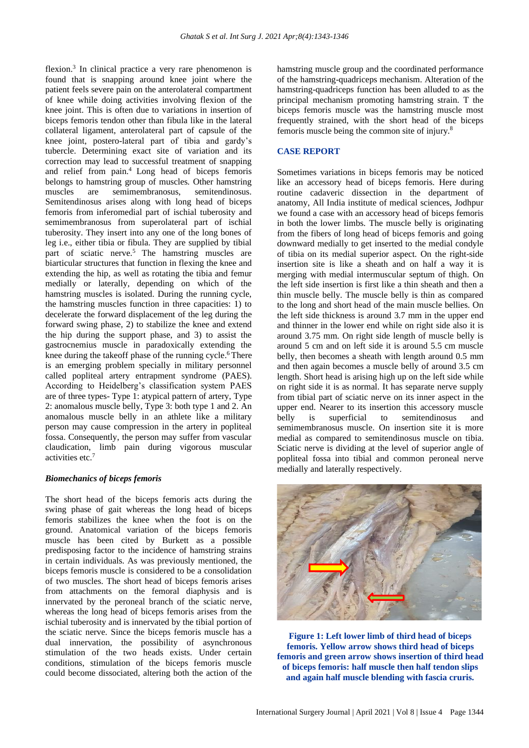flexion.[3] In clinical practice a very rare phenomenon is found that is snapping around knee joint where the patient feels severe pain on the anterolateral compartment of knee while doing activities involving flexion of the knee joint. This is often due to variations in insertion of biceps femoris tendon other than fibula like in the lateral collateral ligament, anterolateral part of capsule of the knee joint, postero-lateral part of tibia and gardy's tubercle. Determining exact site of variation and its correction may lead to successful treatment of snapping and relief from pain.[4] Long head of biceps femoris belongs to hamstring group of muscles. Other hamstring muscles are semimembranosus, semitendinosus. Semitendinosus arises along with long head of biceps femoris from inferomedial part of ischial tuberosity and semimembranosus from superolateral part of ischial tuberosity. They insert into any one of the long bones of leg i.e., either tibia or fibula. They are supplied by tibial part of sciatic nerve.[5] The hamstring muscles are biarticular structures that function in flexing the knee and extending the hip, as well as rotating the tibia and femur medially or laterally, depending on which of the hamstring muscles is isolated. During the running cycle, the hamstring muscles function in three capacities: 1) to decelerate the forward displacement of the leg during the forward swing phase, 2) to stabilize the knee and extend the hip during the support phase, and 3) to assist the gastrocnemius muscle in paradoxically extending the knee during the takeoff phase of the running cycle.[6] There is an emerging problem specially in military personnel called popliteal artery entrapment syndrome (PAES). According to Heidelberg's classification system PAES are of three types- Type 1: atypical pattern of artery, Type 2: anomalous muscle belly, Type 3: both type 1 and 2. An anomalous muscle belly in an athlete like a military person may cause compression in the artery in popliteal fossa. Consequently, the person may suffer from vascular claudication, limb pain during vigorous muscular activities etc.[7]

### *Biomechanics of biceps femoris*

The short head of the biceps femoris acts during the swing phase of gait whereas the long head of biceps femoris stabilizes the knee when the foot is on the ground. Anatomical variation of the biceps femoris muscle has been cited by Burkett as a possible predisposing factor to the incidence of hamstring strains in certain individuals. As was previously mentioned, the biceps femoris muscle is considered to be a consolidation of two muscles. The short head of biceps femoris arises from attachments on the femoral diaphysis and is innervated by the peroneal branch of the sciatic nerve, whereas the long head of biceps femoris arises from the ischial tuberosity and is innervated by the tibial portion of the sciatic nerve. Since the biceps femoris muscle has a dual innervation, the possibility of asynchronous stimulation of the two heads exists. Under certain conditions, stimulation of the biceps femoris muscle could become dissociated, altering both the action of the hamstring muscle group and the coordinated performance of the hamstring-quadriceps mechanism. Alteration of the hamstring-quadriceps function has been alluded to as the principal mechanism promoting hamstring strain. T the biceps femoris muscle was the hamstring muscle most frequently strained, with the short head of the biceps femoris muscle being the common site of injury.[8]

## CASE REPORT

Sometimes variations in biceps femoris may be noticed like an accessory head of biceps femoris. Here during routine cadaveric dissection in the department of anatomy, All India institute of medical sciences, Jodhpur we found a case with an accessory head of biceps femoris in both the lower limbs. The muscle belly is originating from the fibers of long head of biceps femoris and going downward medially to get inserted to the medial condyle of tibia on its medial superior aspect. On the right-side insertion site is like a sheath and on half a way it is merging with medial intermuscular septum of thigh. On the left side insertion is first like a thin sheath and then a thin muscle belly. The muscle belly is thin as compared to the long and short head of the main muscle bellies. On the left side thickness is around 3.7 mm in the upper end and thinner in the lower end while on right side also it is around 3.75 mm. On right side length of muscle belly is around 5 cm and on left side it is around 5.5 cm muscle belly, then becomes a sheath with length around 0.5 mm and then again becomes a muscle belly of around 3.5 cm length. Short head is arising high up on the left side while on right side it is as normal. It has separate nerve supply from tibial part of sciatic nerve on its inner aspect in the upper end. Nearer to its insertion this accessory muscle belly is superficial to semitendinosus and semimembranosus muscle. On insertion site it is more medial as compared to semitendinosus muscle on tibia. Sciatic nerve is dividing at the level of superior angle of popliteal fossa into tibial and common peroneal nerve medially and laterally respectively.

**Figure 1: Left lower limb of third head of biceps femoris. Yellow arrow shows third head of biceps femoris and green arrow shows insertion of third head of biceps femoris: half muscle then half tendon slips and again half muscle blending with fascia cruris.**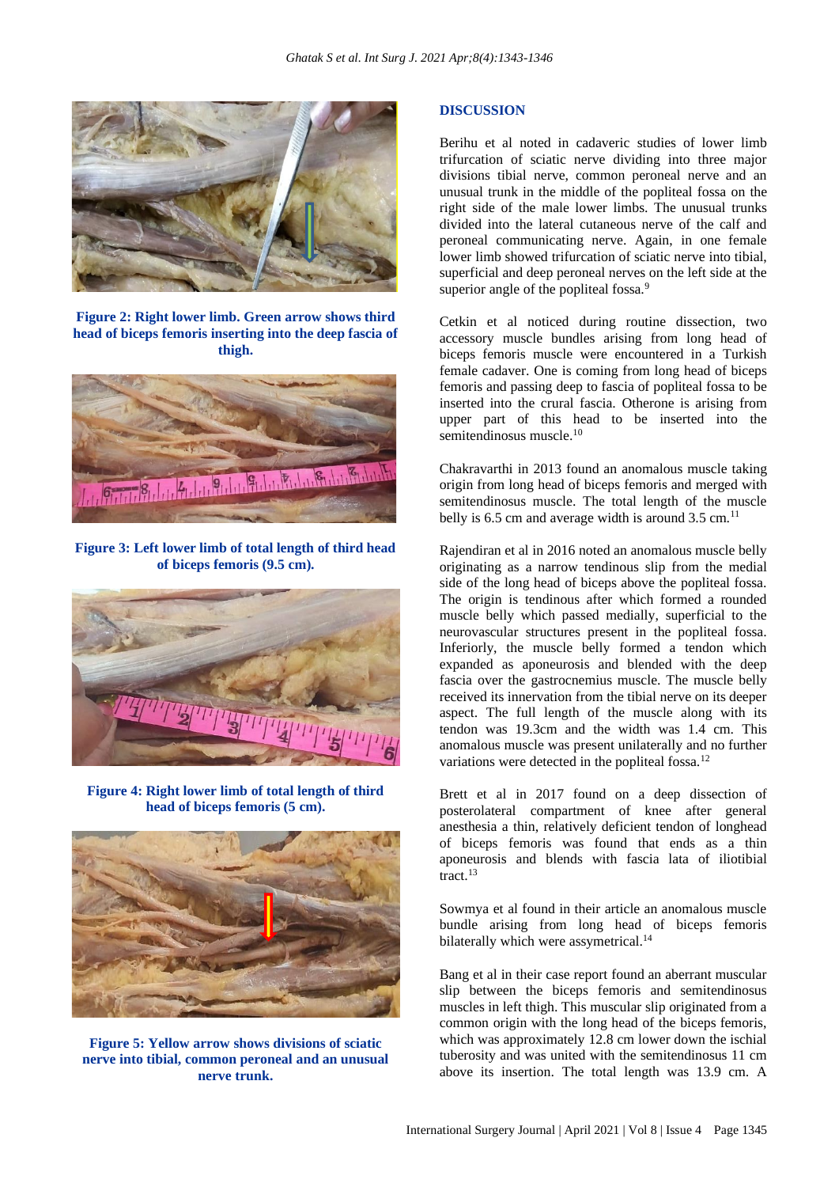**Figure 2: Right lower limb. Green arrow shows third head of biceps femoris inserting into the deep fascia of thigh.**

**Figure 3: Left lower limb of total length of third head of biceps femoris (9.5 cm).**

**Figure 4: Right lower limb of total length of third head of biceps femoris (5 cm).**

**Figure 5: Yellow arrow shows divisions of sciatic nerve into tibial, common peroneal and an unusual nerve trunk.**

## DISCUSSION

Berihu et al noted in cadaveric studies of lower limb trifurcation of sciatic nerve dividing into three major divisions tibial nerve, common peroneal nerve and an unusual trunk in the middle of the popliteal fossa on the right side of the male lower limbs. The unusual trunks divided into the lateral cutaneous nerve of the calf and peroneal communicating nerve. Again, in one female lower limb showed trifurcation of sciatic nerve into tibial, superficial and deep peroneal nerves on the left side at the superior angle of the popliteal fossa.[9]

Cetkin et al noticed during routine dissection, two accessory muscle bundles arising from long head of biceps femoris muscle were encountered in a Turkish female cadaver. One is coming from long head of biceps femoris and passing deep to fascia of popliteal fossa to be inserted into the crural fascia. Otherone is arising from upper part of this head to be inserted into the semitendinosus muscle.[10]

Chakravarthi in 2013 found an anomalous muscle taking origin from long head of biceps femoris and merged with semitendinosus muscle. The total length of the muscle belly is 6.5 cm and average width is around 3.5 cm.[11]

Rajendiran et al in 2016 noted an anomalous muscle belly originating as a narrow tendinous slip from the medial side of the long head of biceps above the popliteal fossa. The origin is tendinous after which formed a rounded muscle belly which passed medially, superficial to the neurovascular structures present in the popliteal fossa. Inferiorly, the muscle belly formed a tendon which expanded as aponeurosis and blended with the deep fascia over the gastrocnemius muscle. The muscle belly received its innervation from the tibial nerve on its deeper aspect. The full length of the muscle along with its tendon was 19.3cm and the width was 1.4 cm. This anomalous muscle was present unilaterally and no further variations were detected in the popliteal fossa.[12]

Brett et al in 2017 found on a deep dissection of posterolateral compartment of knee after general anesthesia a thin, relatively deficient tendon of longhead of biceps femoris was found that ends as a thin aponeurosis and blends with fascia lata of iliotibial tract.[13]

Sowmya et al found in their article an anomalous muscle bundle arising from long head of biceps femoris bilaterally which were assymetrical.[14]

Bang et al in their case report found an aberrant muscular slip between the biceps femoris and semitendinosus muscles in left thigh. This muscular slip originated from a common origin with the long head of the biceps femoris, which was approximately 12.8 cm lower down the ischial tuberosity and was united with the semitendinosus 11 cm above its insertion. The total length was 13.9 cm. A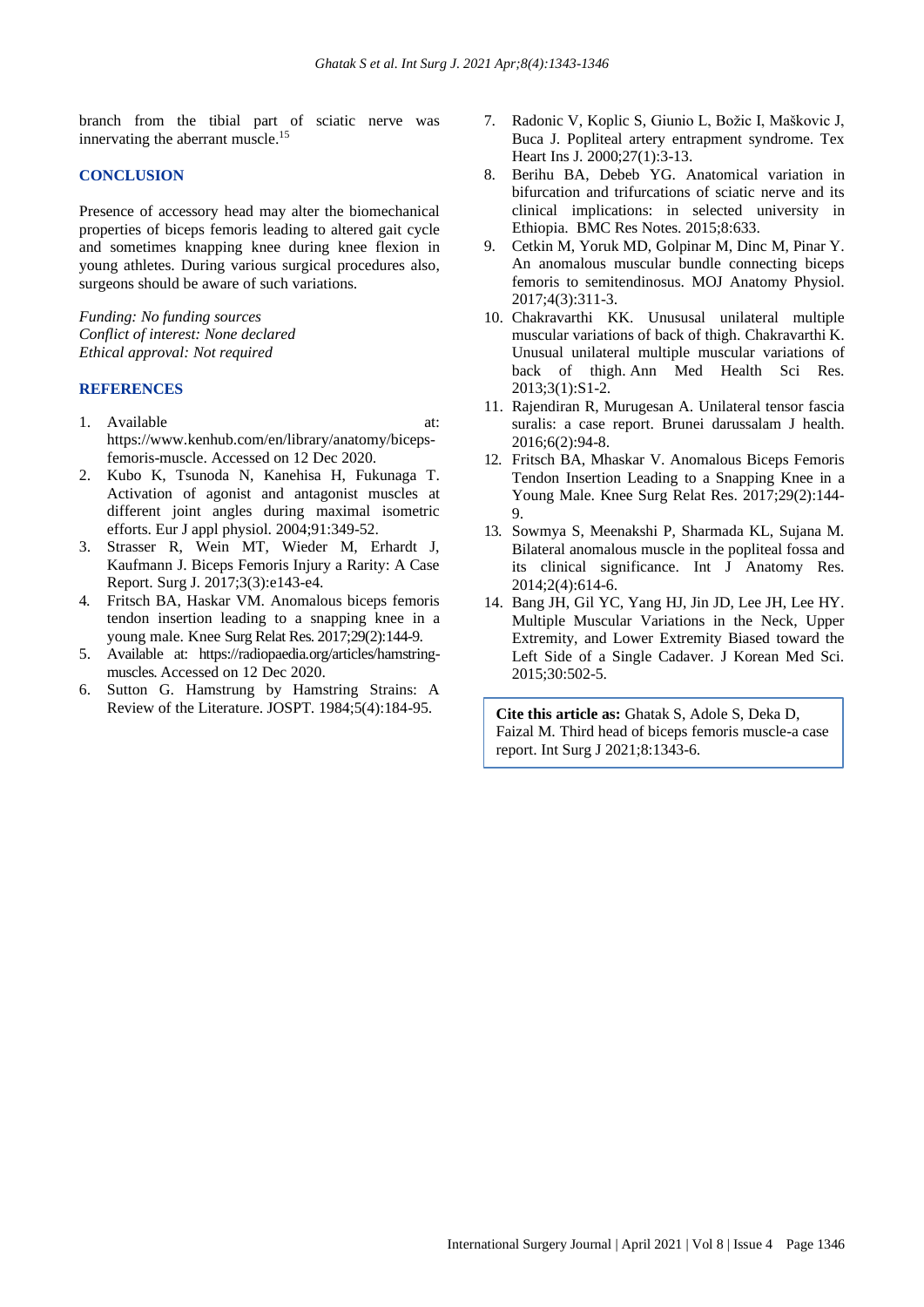branch from the tibial part of sciatic nerve was innervating the aberrant muscle.[15]

## CONCLUSION

Presence of accessory head may alter the biomechanical properties of biceps femoris leading to altered gait cycle and sometimes knapping knee during knee flexion in young athletes. During various surgical procedures also, surgeons should be aware of such variations.

*Funding: No funding sources*
*Conflict of interest: None declared*
*Ethical approval: Not required*

## REFERENCES

1. Available at: https://www.kenhub.com/en/library/anatomy/biceps-femoris-muscle. Accessed on 12 Dec 2020.
2. Kubo K, Tsunoda N, Kanehisa H, Fukunaga T. Activation of agonist and antagonist muscles at different joint angles during maximal isometric efforts. Eur J appl physiol. 2004;91:349-52.
3. Strasser R, Wein MT, Wieder M, Erhardt J, Kaufmann J. Biceps Femoris Injury a Rarity: A Case Report. Surg J. 2017;3(3):e143-e4.
4. Fritsch BA, Haskar VM. Anomalous biceps femoris tendon insertion leading to a snapping knee in a young male. Knee Surg Relat Res. 2017;29(2):144-9.
5. Available at: https://radiopaedia.org/articles/hamstring-muscles. Accessed on 12 Dec 2020.
6. Sutton G. Hamstrung by Hamstring Strains: A Review of the Literature. JOSPT. 1984;5(4):184-95.
7. Radonic V, Koplic S, Giunio L, Božic I, Maškovic J, Buca J. Popliteal artery entrapment syndrome. Tex Heart Ins J. 2000;27(1):3-13.
8. Berihu BA, Debeb YG. Anatomical variation in bifurcation and trifurcations of sciatic nerve and its clinical implications: in selected university in Ethiopia. BMC Res Notes. 2015;8:633.
9. Cetkin M, Yoruk MD, Golpinar M, Dinc M, Pinar Y. An anomalous muscular bundle connecting biceps femoris to semitendinosus. MOJ Anatomy Physiol. 2017;4(3):311-3.
10. Chakravarthi KK. Unususal unilateral multiple muscular variations of back of thigh. Chakravarthi K. Unusual unilateral multiple muscular variations of back of thigh. Ann Med Health Sci Res. 2013;3(1):S1-2.
11. Rajendiran R, Murugesan A. Unilateral tensor fascia suralis: a case report. Brunei darussalam J health. 2016;6(2):94-8.
12. Fritsch BA, Mhaskar V. Anomalous Biceps Femoris Tendon Insertion Leading to a Snapping Knee in a Young Male. Knee Surg Relat Res. 2017;29(2):144-9.
13. Sowmya S, Meenakshi P, Sharmada KL, Sujana M. Bilateral anomalous muscle in the popliteal fossa and its clinical significance. Int J Anatomy Res. 2014;2(4):614-6.
14. Bang JH, Gil YC, Yang HJ, Jin JD, Lee JH, Lee HY. Multiple Muscular Variations in the Neck, Upper Extremity, and Lower Extremity Biased toward the Left Side of a Single Cadaver. J Korean Med Sci. 2015;30:502-5.

**Cite this article as:** Ghatak S, Adole S, Deka D, Faizal M. Third head of biceps femoris muscle-a case report. Int Surg J 2021;8:1343-6.